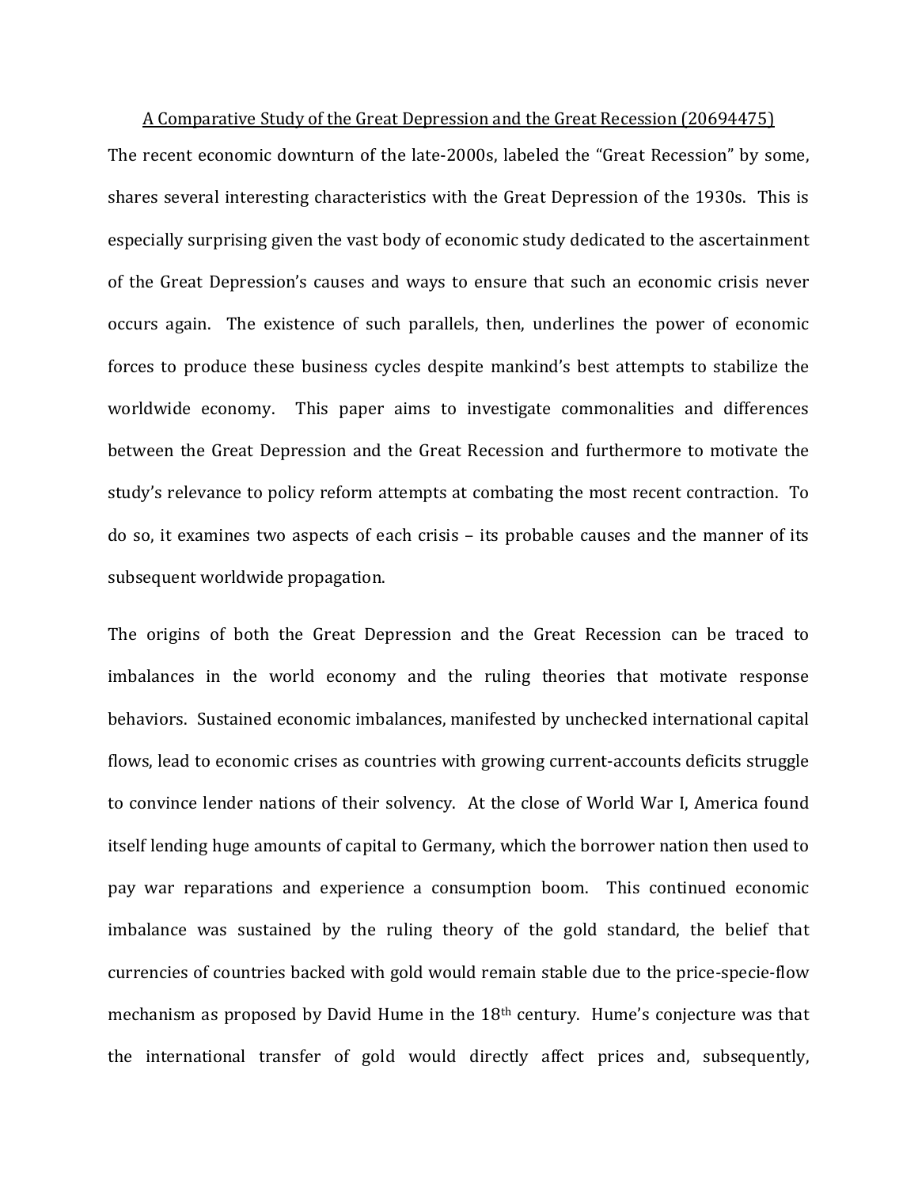# A Comparative Study of the Great Depression and the Great Recession (20694475)

The recent economic downturn of the late-2000s, labeled the "Great Recession" by some, shares several interesting characteristics with the Great Depression of the 1930s. This is especially surprising given the vast body of economic study dedicated to the ascertainment of the Great Depression's causes and ways to ensure that such an economic crisis never occurs again. The existence of such parallels, then, underlines the power of economic forces to produce these business cycles despite mankind's best attempts to stabilize the worldwide economy. This paper aims to investigate commonalities and differences between the Great Depression and the Great Recession and furthermore to motivate the study's relevance to policy reform attempts at combating the most recent contraction. To do so, it examines two aspects of each crisis – its probable causes and the manner of its subsequent worldwide propagation.

The origins of both the Great Depression and the Great Recession can be traced to imbalances in the world economy and the ruling theories that motivate response behaviors. Sustained economic imbalances, manifested by unchecked international capital flows, lead to economic crises as countries with growing current-accounts deficits struggle to convince lender nations of their solvency. At the close of World War I, America found itself lending huge amounts of capital to Germany, which the borrower nation then used to pay war reparations and experience a consumption boom. This continued economic imbalance was sustained by the ruling theory of the gold standard, the belief that currencies of countries backed with gold would remain stable due to the price-specie-flow mechanism as proposed by David Hume in the 18th century. Hume's conjecture was that the international transfer of gold would directly affect prices and, subsequently,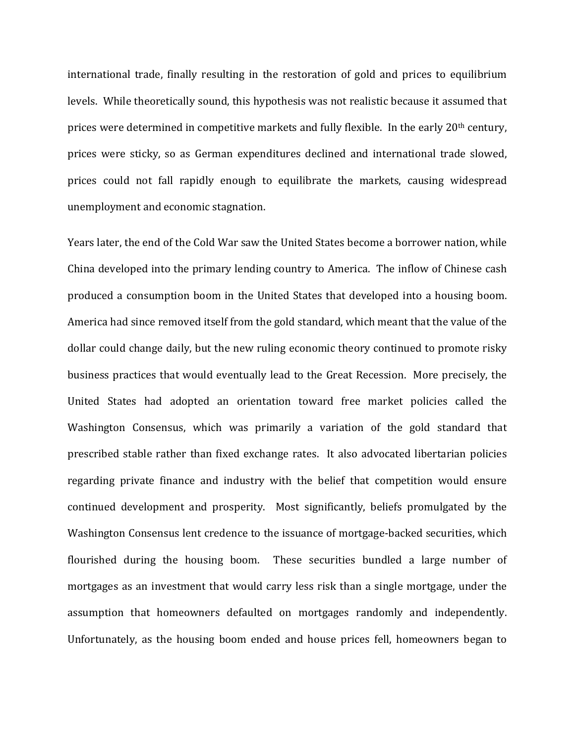international trade, finally resulting in the restoration of gold and prices to equilibrium levels. While theoretically sound, this hypothesis was not realistic because it assumed that prices were determined in competitive markets and fully flexible. In the early 20th century, prices were sticky, so as German expenditures declined and international trade slowed, prices could not fall rapidly enough to equilibrate the markets, causing widespread unemployment and economic stagnation.

Years later, the end of the Cold War saw the United States become a borrower nation, while China developed into the primary lending country to America. The inflow of Chinese cash produced a consumption boom in the United States that developed into a housing boom. America had since removed itself from the gold standard, which meant that the value of the dollar could change daily, but the new ruling economic theory continued to promote risky business practices that would eventually lead to the Great Recession. More precisely, the United States had adopted an orientation toward free market policies called the Washington Consensus, which was primarily a variation of the gold standard that prescribed stable rather than fixed exchange rates. It also advocated libertarian policies regarding private finance and industry with the belief that competition would ensure continued development and prosperity. Most significantly, beliefs promulgated by the Washington Consensus lent credence to the issuance of mortgage-backed securities, which flourished during the housing boom. These securities bundled a large number of mortgages as an investment that would carry less risk than a single mortgage, under the assumption that homeowners defaulted on mortgages randomly and independently. Unfortunately, as the housing boom ended and house prices fell, homeowners began to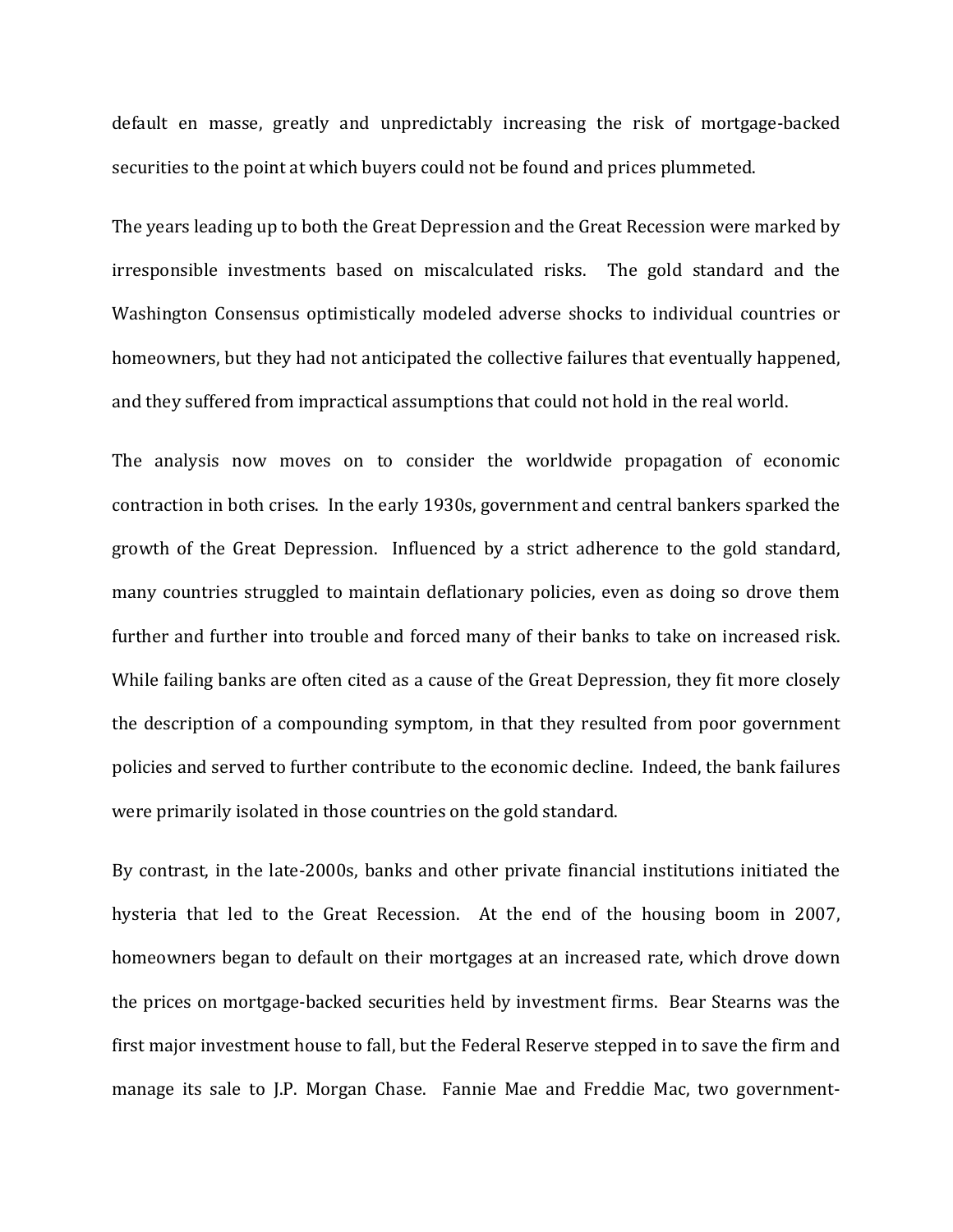default en masse, greatly and unpredictably increasing the risk of mortgage-backed securities to the point at which buyers could not be found and prices plummeted.

The years leading up to both the Great Depression and the Great Recession were marked by irresponsible investments based on miscalculated risks. The gold standard and the Washington Consensus optimistically modeled adverse shocks to individual countries or homeowners, but they had not anticipated the collective failures that eventually happened, and they suffered from impractical assumptions that could not hold in the real world.

The analysis now moves on to consider the worldwide propagation of economic contraction in both crises. In the early 1930s, government and central bankers sparked the growth of the Great Depression. Influenced by a strict adherence to the gold standard, many countries struggled to maintain deflationary policies, even as doing so drove them further and further into trouble and forced many of their banks to take on increased risk. While failing banks are often cited as a cause of the Great Depression, they fit more closely the description of a compounding symptom, in that they resulted from poor government policies and served to further contribute to the economic decline. Indeed, the bank failures were primarily isolated in those countries on the gold standard.

By contrast, in the late-2000s, banks and other private financial institutions initiated the hysteria that led to the Great Recession. At the end of the housing boom in 2007, homeowners began to default on their mortgages at an increased rate, which drove down the prices on mortgage-backed securities held by investment firms. Bear Stearns was the first major investment house to fall, but the Federal Reserve stepped in to save the firm and manage its sale to J.P. Morgan Chase. Fannie Mae and Freddie Mac, two government-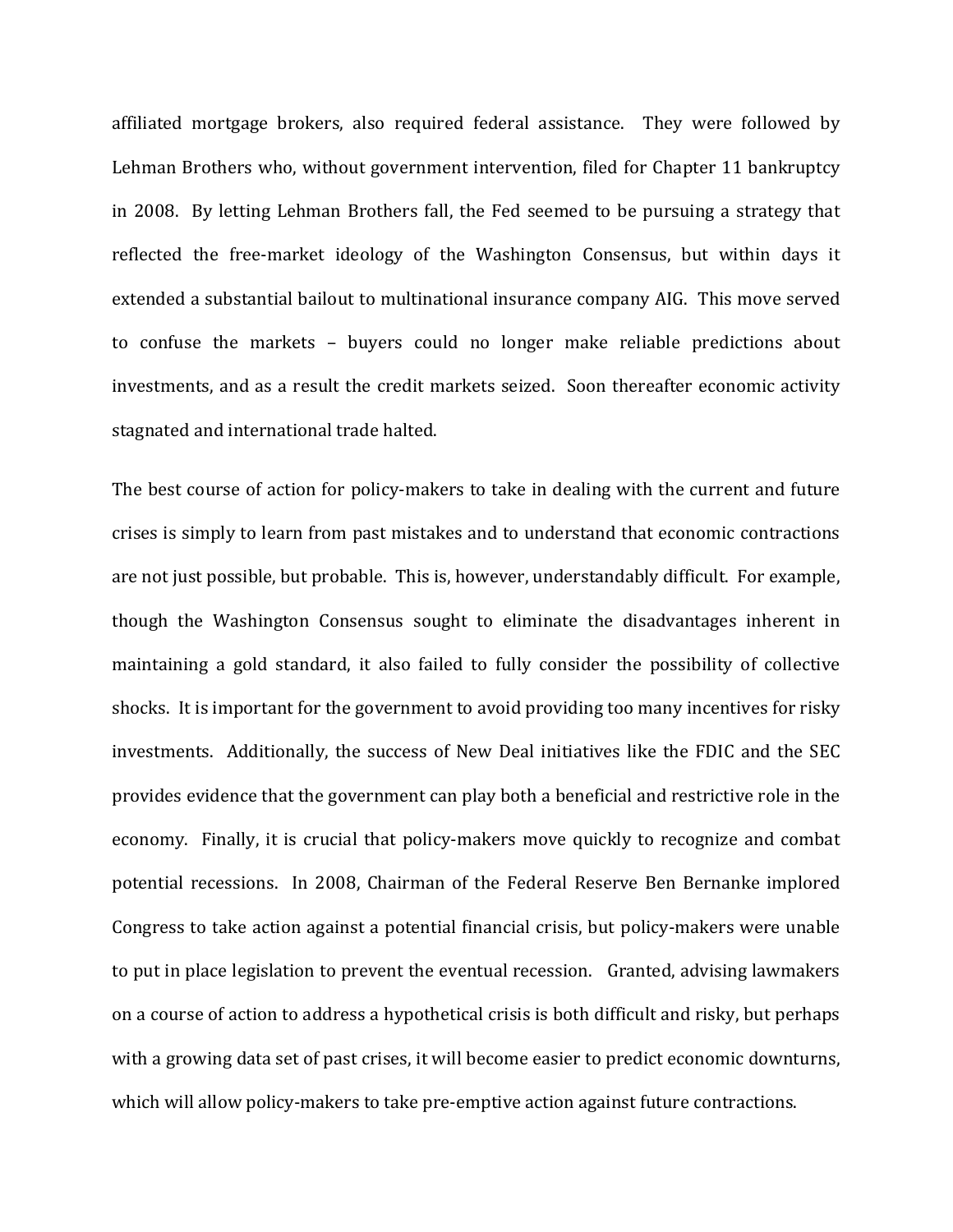affiliated mortgage brokers, also required federal assistance. They were followed by Lehman Brothers who, without government intervention, filed for Chapter 11 bankruptcy in 2008. By letting Lehman Brothers fall, the Fed seemed to be pursuing a strategy that reflected the free-market ideology of the Washington Consensus, but within days it extended a substantial bailout to multinational insurance company AIG. This move served to confuse the markets – buyers could no longer make reliable predictions about investments, and as a result the credit markets seized. Soon thereafter economic activity stagnated and international trade halted.

The best course of action for policy-makers to take in dealing with the current and future crises is simply to learn from past mistakes and to understand that economic contractions are not just possible, but probable. This is, however, understandably difficult. For example, though the Washington Consensus sought to eliminate the disadvantages inherent in maintaining a gold standard, it also failed to fully consider the possibility of collective shocks. It is important for the government to avoid providing too many incentives for risky investments. Additionally, the success of New Deal initiatives like the FDIC and the SEC provides evidence that the government can play both a beneficial and restrictive role in the economy. Finally, it is crucial that policy-makers move quickly to recognize and combat potential recessions. In 2008, Chairman of the Federal Reserve Ben Bernanke implored Congress to take action against a potential financial crisis, but policy-makers were unable to put in place legislation to prevent the eventual recession. Granted, advising lawmakers on a course of action to address a hypothetical crisis is both difficult and risky, but perhaps with a growing data set of past crises, it will become easier to predict economic downturns, which will allow policy-makers to take pre-emptive action against future contractions.